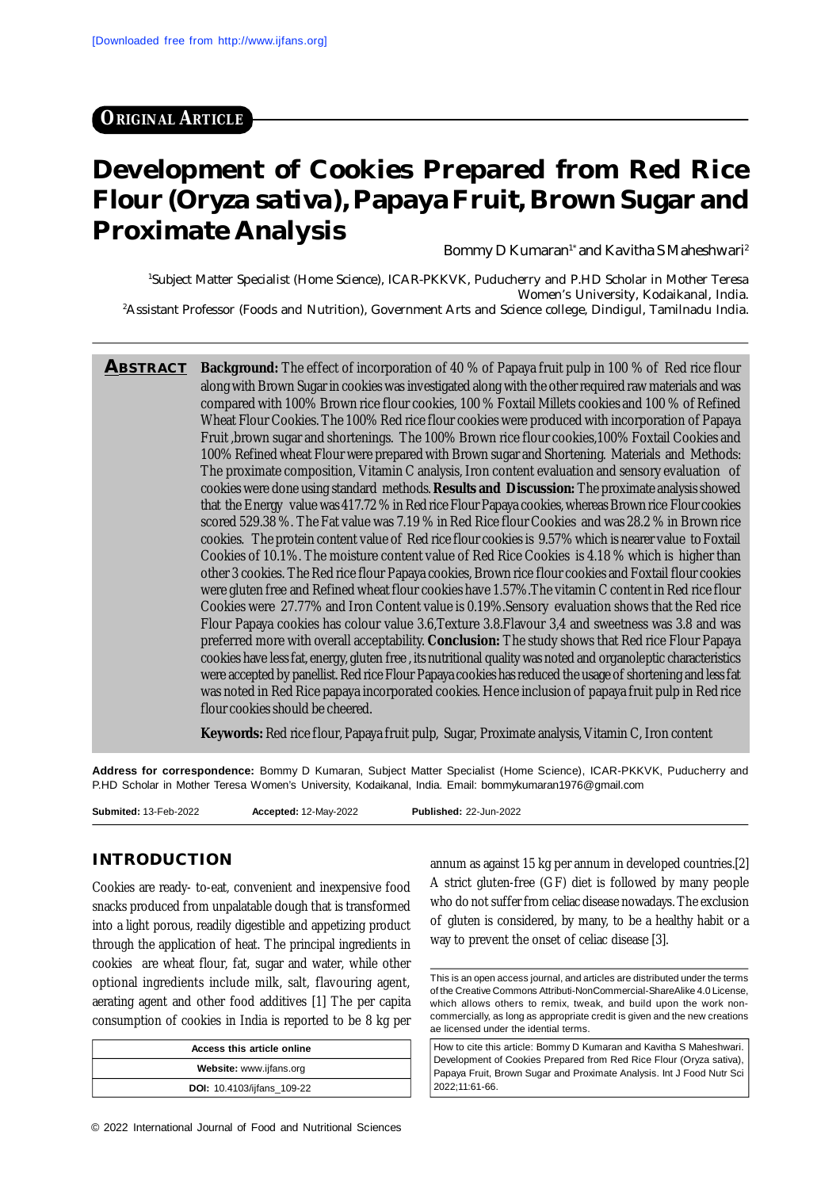[Downloaded free from http://www.ijfans.org]

**ORIGINAL ARTICLE**

# Development of Cookies Prepared from Red Rice Flour (Oryza sativa), Papaya Fruit, Brown Sugar and Proximate Analysis

Bommy D Kumaran[1*] and Kavitha S Maheshwari[2]

[1]Subject Matter Specialist (Home Science), ICAR-PKKVK, Puducherry and P.HD Scholar in Mother Teresa Women's University, Kodaikanal, India.
[2]Assistant Professor (Foods and Nutrition), Government Arts and Science college, Dindigul, Tamilnadu India.

**ABSTRACT** **Background:** The effect of incorporation of 40 % of Papaya fruit pulp in 100 % of Red rice flour along with Brown Sugar in cookies was investigated along with the other required raw materials and was compared with 100% Brown rice flour cookies, 100 % Foxtail Millets cookies and 100 % of Refined Wheat Flour Cookies. The 100% Red rice flour cookies were produced with incorporation of Papaya Fruit ,brown sugar and shortenings. The 100% Brown rice flour cookies,100% Foxtail Cookies and 100% Refined wheat Flour were prepared with Brown sugar and Shortening. Materials and Methods: The proximate composition, Vitamin C analysis, Iron content evaluation and sensory evaluation of cookies were done using standard methods. **Results and Discussion:** The proximate analysis showed that the Energy value was 417.72 % in Red rice Flour Papaya cookies, whereas Brown rice Flour cookies scored 529.38 %. The Fat value was 7.19 % in Red Rice flour Cookies and was 28.2 % in Brown rice cookies. The protein content value of Red rice flour cookies is 9.57% which is nearer value to Foxtail Cookies of 10.1%. The moisture content value of Red Rice Cookies is 4.18 % which is higher than other 3 cookies. The Red rice flour Papaya cookies, Brown rice flour cookies and Foxtail flour cookies were gluten free and Refined wheat flour cookies have 1.57%.The vitamin C content in Red rice flour Cookies were 27.77% and Iron Content value is 0.19%.Sensory evaluation shows that the Red rice Flour Papaya cookies has colour value 3.6,Texture 3.8.Flavour 3,4 and sweetness was 3.8 and was preferred more with overall acceptability. **Conclusion:** The study shows that Red rice Flour Papaya cookies have less fat, energy, gluten free , its nutritional quality was noted and organoleptic characteristics were accepted by panellist. Red rice Flour Papaya cookies has reduced the usage of shortening and less fat was noted in Red Rice papaya incorporated cookies. Hence inclusion of papaya fruit pulp in Red rice flour cookies should be cheered.

**Keywords:** Red rice flour, Papaya fruit pulp, Sugar, Proximate analysis, Vitamin C, Iron content

**Address for correspondence:** Bommy D Kumaran, Subject Matter Specialist (Home Science), ICAR-PKKVK, Puducherry and P.HD Scholar in Mother Teresa Women's University, Kodaikanal, India. Email: bommykumaran1976@gmail.com

**Submited:** 13-Feb-2022 **Accepted:** 12-May-2022 **Published:** 22-Jun-2022

## INTRODUCTION

Cookies are ready- to-eat, convenient and inexpensive food snacks produced from unpalatable dough that is transformed into a light porous, readily digestible and appetizing product through the application of heat. The principal ingredients in cookies are wheat flour, fat, sugar and water, while other optional ingredients include milk, salt, flavouring agent, aerating agent and other food additives [1] The per capita consumption of cookies in India is reported to be 8 kg per annum as against 15 kg per annum in developed countries.[2] A strict gluten-free (GF) diet is followed by many people who do not suffer from celiac disease nowadays. The exclusion of gluten is considered, by many, to be a healthy habit or a way to prevent the onset of celiac disease [3].

| Access this article online |
|---|
| **Website:** www.ijfans.org |
| **DOI:** 10.4103/ijfans_109-22 |

This is an open access journal, and articles are distributed under the terms of the Creative Commons Attributi-NonCommercial-ShareAlike 4.0 License, which allows others to remix, tweak, and build upon the work non-commercially, as long as appropriate credit is given and the new creations ae licensed under the idential terms.

How to cite this article: Bommy D Kumaran and Kavitha S Maheshwari. Development of Cookies Prepared from Red Rice Flour (Oryza sativa), Papaya Fruit, Brown Sugar and Proximate Analysis. Int J Food Nutr Sci 2022;11:61-66.

© 2022 International Journal of Food and Nutritional Sciences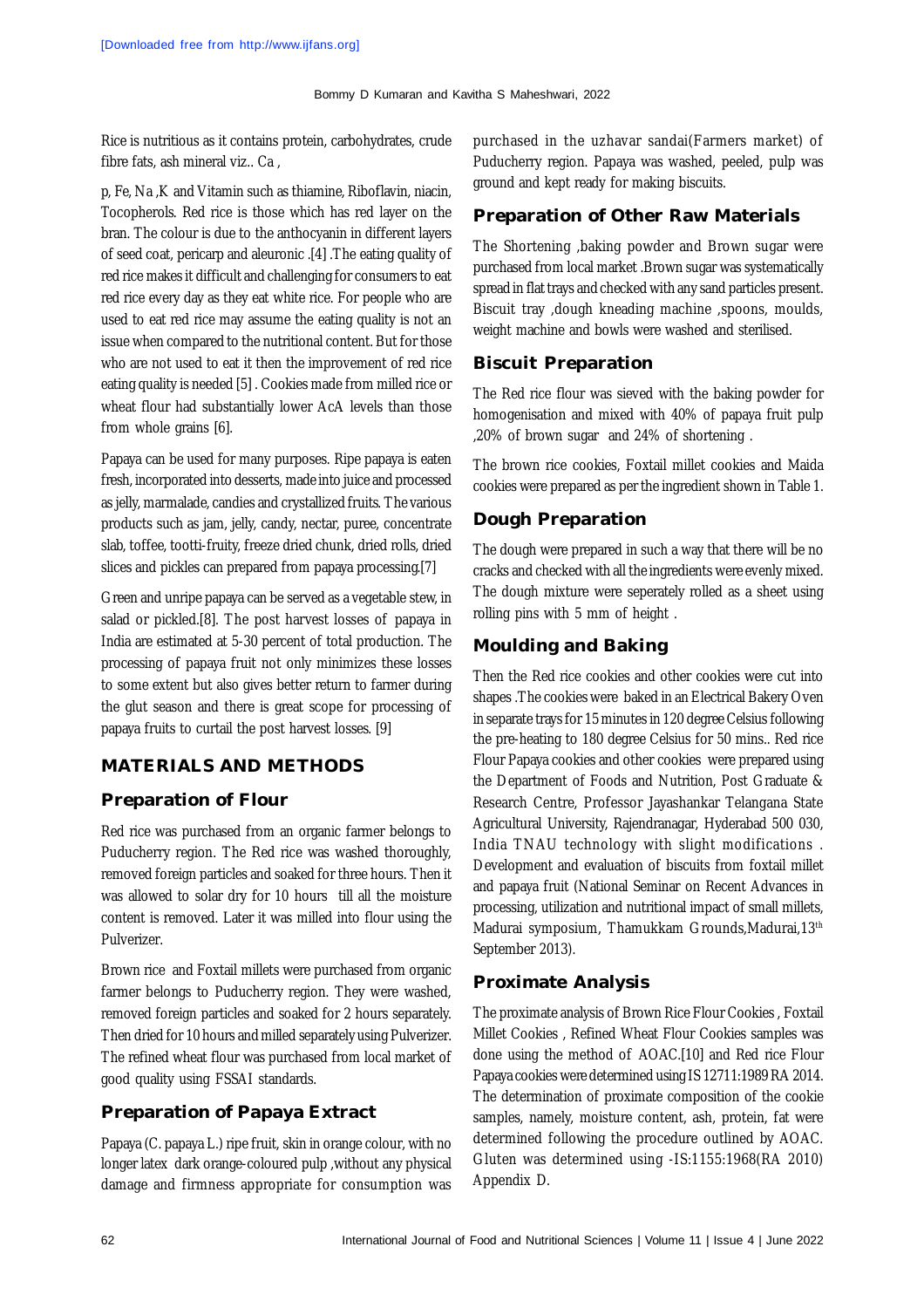Rice is nutritious as it contains protein, carbohydrates, crude fibre fats, ash mineral viz.. Ca ,

p, Fe, Na ,K and Vitamin such as thiamine, Riboflavin, niacin, Tocopherols. Red rice is those which has red layer on the bran. The colour is due to the anthocyanin in different layers of seed coat, pericarp and aleuronic .[4] .The eating quality of red rice makes it difficult and challenging for consumers to eat red rice every day as they eat white rice. For people who are used to eat red rice may assume the eating quality is not an issue when compared to the nutritional content. But for those who are not used to eat it then the improvement of red rice eating quality is needed [5] . Cookies made from milled rice or wheat flour had substantially lower AcA levels than those from whole grains [6].

Papaya can be used for many purposes. Ripe papaya is eaten fresh, incorporated into desserts, made into juice and processed as jelly, marmalade, candies and crystallized fruits. The various products such as jam, jelly, candy, nectar, puree, concentrate slab, toffee, tootti-fruity, freeze dried chunk, dried rolls, dried slices and pickles can prepared from papaya processing.[7]

Green and unripe papaya can be served as a vegetable stew, in salad or pickled.[8]. The post harvest losses of papaya in India are estimated at 5-30 percent of total production. The processing of papaya fruit not only minimizes these losses to some extent but also gives better return to farmer during the glut season and there is great scope for processing of papaya fruits to curtail the post harvest losses. [9]

## MATERIALS AND METHODS

### Preparation of Flour

Red rice was purchased from an organic farmer belongs to Puducherry region. The Red rice was washed thoroughly, removed foreign particles and soaked for three hours. Then it was allowed to solar dry for 10 hours till all the moisture content is removed. Later it was milled into flour using the Pulverizer.

Brown rice and Foxtail millets were purchased from organic farmer belongs to Puducherry region. They were washed, removed foreign particles and soaked for 2 hours separately. Then dried for 10 hours and milled separately using Pulverizer. The refined wheat flour was purchased from local market of good quality using FSSAI standards.

### Preparation of Papaya Extract

Papaya (C. papaya L.) ripe fruit, skin in orange colour, with no longer latex dark orange-coloured pulp ,without any physical damage and firmness appropriate for consumption was purchased in the uzhavar sandai(Farmers market) of Puducherry region. Papaya was washed, peeled, pulp was ground and kept ready for making biscuits.

### Preparation of Other Raw Materials

The Shortening ,baking powder and Brown sugar were purchased from local market .Brown sugar was systematically spread in flat trays and checked with any sand particles present. Biscuit tray ,dough kneading machine ,spoons, moulds, weight machine and bowls were washed and sterilised.

### Biscuit Preparation

The Red rice flour was sieved with the baking powder for homogenisation and mixed with 40% of papaya fruit pulp ,20% of brown sugar and 24% of shortening .

The brown rice cookies, Foxtail millet cookies and Maida cookies were prepared as per the ingredient shown in Table 1.

### Dough Preparation

The dough were prepared in such a way that there will be no cracks and checked with all the ingredients were evenly mixed. The dough mixture were seperately rolled as a sheet using rolling pins with 5 mm of height .

### Moulding and Baking

Then the Red rice cookies and other cookies were cut into shapes .The cookies were baked in an Electrical Bakery Oven in separate trays for 15 minutes in 120 degree Celsius following the pre-heating to 180 degree Celsius for 50 mins.. Red rice Flour Papaya cookies and other cookies were prepared using the Department of Foods and Nutrition, Post Graduate & Research Centre, Professor Jayashankar Telangana State Agricultural University, Rajendranagar, Hyderabad 500 030, India TNAU technology with slight modifications . Development and evaluation of biscuits from foxtail millet and papaya fruit (National Seminar on Recent Advances in processing, utilization and nutritional impact of small millets, Madurai symposium, Thamukkam Grounds,Madurai,13th September 2013).

### Proximate Analysis

The proximate analysis of Brown Rice Flour Cookies , Foxtail Millet Cookies , Refined Wheat Flour Cookies samples was done using the method of AOAC.[10] and Red rice Flour Papaya cookies were determined using IS 12711:1989 RA 2014. The determination of proximate composition of the cookie samples, namely, moisture content, ash, protein, fat were determined following the procedure outlined by AOAC. Gluten was determined using -IS:1155:1968(RA 2010) Appendix D.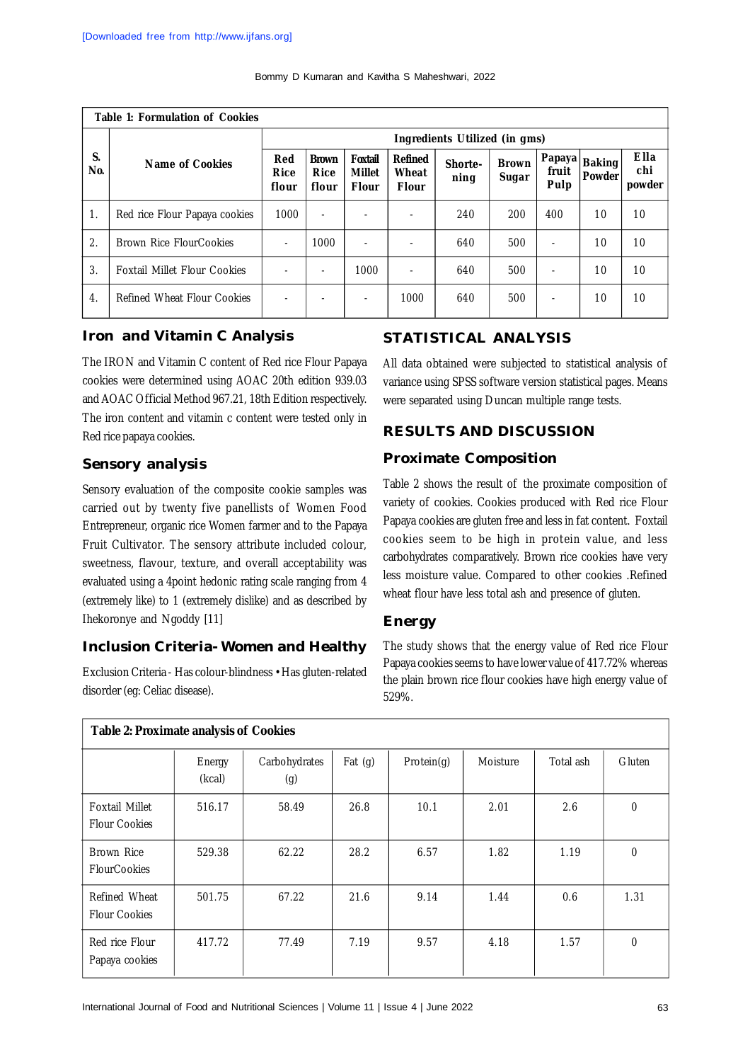**Table 1: Formulation of Cookies**

| S. No. | Name of Cookies | Ingredients Utilized (in gms) | | | | | | | | |
|---|---|---|---|---|---|---|---|---|---|---|
| | | Red Rice flour | Brown Rice flour | Foxtail Millet Flour | Refined Wheat Flour | Shorte-ning | Brown Sugar | Papaya fruit Pulp | Baking Powder | Ella chi powder |
| 1. | Red rice Flour Papaya cookies | 1000 | - | - | - | 240 | 200 | 400 | 10 | 10 |
| 2. | Brown Rice FlourCookies | - | 1000 | - | - | 640 | 500 | - | 10 | 10 |
| 3. | Foxtail Millet Flour Cookies | - | - | 1000 | - | 640 | 500 | - | 10 | 10 |
| 4. | Refined Wheat Flour Cookies | - | - | - | 1000 | 640 | 500 | - | 10 | 10 |

## Iron and Vitamin C Analysis

The IRON and Vitamin C content of Red rice Flour Papaya cookies were determined using AOAC 20th edition 939.03 and AOAC Official Method 967.21, 18th Edition respectively. The iron content and vitamin c content were tested only in Red rice papaya cookies.

## Sensory analysis

Sensory evaluation of the composite cookie samples was carried out by twenty five panellists of Women Food Entrepreneur, organic rice Women farmer and to the Papaya Fruit Cultivator. The sensory attribute included colour, sweetness, flavour, texture, and overall acceptability was evaluated using a 4point hedonic rating scale ranging from 4 (extremely like) to 1 (extremely dislike) and as described by Ihekoronye and Ngoddy [11]

## Inclusion Criteria- Women and Healthy

Exclusion Criteria - Has colour-blindness • Has gluten-related disorder (eg: Celiac disease).

## STATISTICAL ANALYSIS

All data obtained were subjected to statistical analysis of variance using SPSS software version statistical pages. Means were separated using Duncan multiple range tests.

## RESULTS AND DISCUSSION

### Proximate Composition

Table 2 shows the result of the proximate composition of variety of cookies. Cookies produced with Red rice Flour Papaya cookies are gluten free and less in fat content. Foxtail cookies seem to be high in protein value, and less carbohydrates comparatively. Brown rice cookies have very less moisture value. Compared to other cookies .Refined wheat flour have less total ash and presence of gluten.

### Energy

The study shows that the energy value of Red rice Flour Papaya cookies seems to have lower value of 417.72% whereas the plain brown rice flour cookies have high energy value of 529%.

**Table 2: Proximate analysis of Cookies**

| | Energy (kcal) | Carbohydrates (g) | Fat (g) | Protein(g) | Moisture | Total ash | Gluten |
|---|---|---|---|---|---|---|---|
| Foxtail Millet Flour Cookies | 516.17 | 58.49 | 26.8 | 10.1 | 2.01 | 2.6 | 0 |
| Brown Rice FlourCookies | 529.38 | 62.22 | 28.2 | 6.57 | 1.82 | 1.19 | 0 |
| Refined Wheat Flour Cookies | 501.75 | 67.22 | 21.6 | 9.14 | 1.44 | 0.6 | 1.31 |
| Red rice Flour Papaya cookies | 417.72 | 77.49 | 7.19 | 9.57 | 4.18 | 1.57 | 0 |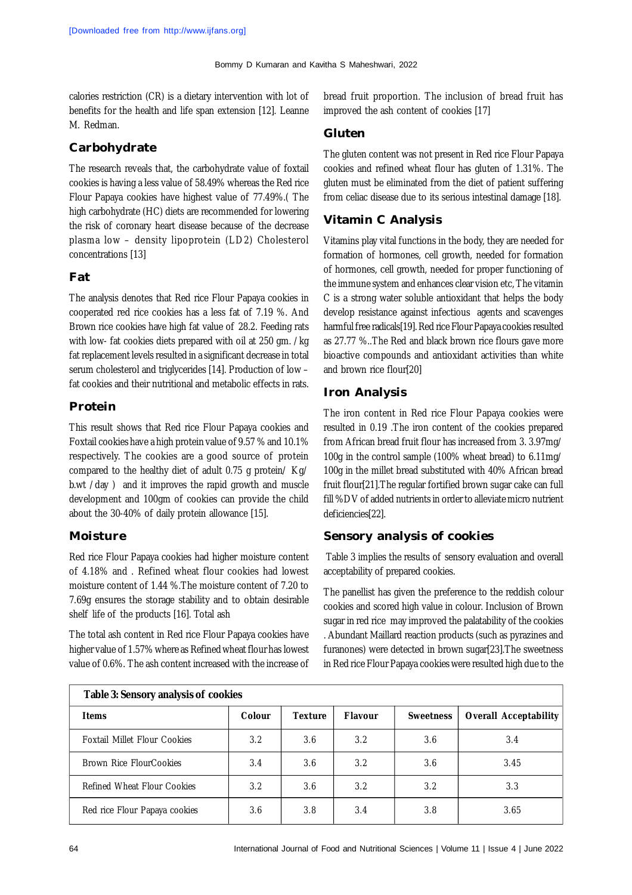calories restriction (CR) is a dietary intervention with lot of benefits for the health and life span extension [12]. Leanne M. Redman.

## Carbohydrate

The research reveals that, the carbohydrate value of foxtail cookies is having a less value of 58.49% whereas the Red rice Flour Papaya cookies have highest value of 77.49%.( The high carbohydrate (HC) diets are recommended for lowering the risk of coronary heart disease because of the decrease plasma low – density lipoprotein (LD2) Cholesterol concentrations [13]

## Fat

The analysis denotes that Red rice Flour Papaya cookies in cooperated red rice cookies has a less fat of 7.19 %. And Brown rice cookies have high fat value of 28.2. Feeding rats with low- fat cookies diets prepared with oil at 250 gm. / kg fat replacement levels resulted in a significant decrease in total serum cholesterol and triglycerides [14]. Production of low – fat cookies and their nutritional and metabolic effects in rats.

## Protein

This result shows that Red rice Flour Papaya cookies and Foxtail cookies have a high protein value of 9.57 % and 10.1% respectively. The cookies are a good source of protein compared to the healthy diet of adult 0.75 g protein/ Kg/ b.wt / day ) and it improves the rapid growth and muscle development and 100gm of cookies can provide the child about the 30-40% of daily protein allowance [15].

## Moisture

Red rice Flour Papaya cookies had higher moisture content of 4.18% and . Refined wheat flour cookies had lowest moisture content of 1.44 %.The moisture content of 7.20 to 7.69g ensures the storage stability and to obtain desirable shelf life of the products [16]. Total ash

The total ash content in Red rice Flour Papaya cookies have higher value of 1.57% where as Refined wheat flour has lowest value of 0.6%. The ash content increased with the increase of bread fruit proportion. The inclusion of bread fruit has improved the ash content of cookies [17]

## Gluten

The gluten content was not present in Red rice Flour Papaya cookies and refined wheat flour has gluten of 1.31%. The gluten must be eliminated from the diet of patient suffering from celiac disease due to its serious intestinal damage [18].

## Vitamin C Analysis

Vitamins play vital functions in the body, they are needed for formation of hormones, cell growth, needed for formation of hormones, cell growth, needed for proper functioning of the immune system and enhances clear vision etc, The vitamin C is a strong water soluble antioxidant that helps the body develop resistance against infectious agents and scavenges harmful free radicals[19]. Red rice Flour Papaya cookies resulted as 27.77 %..The Red and black brown rice flours gave more bioactive compounds and antioxidant activities than white and brown rice flour[20]

## Iron Analysis

The iron content in Red rice Flour Papaya cookies were resulted in 0.19 .The iron content of the cookies prepared from African bread fruit flour has increased from 3. 3.97mg/ 100g in the control sample (100% wheat bread) to 6.11mg/ 100g in the millet bread substituted with 40% African bread fruit flour[21].The regular fortified brown sugar cake can full fill %DV of added nutrients in order to alleviate micro nutrient deficiencies[22].

## Sensory analysis of cookies

Table 3 implies the results of sensory evaluation and overall acceptability of prepared cookies.

The panellist has given the preference to the reddish colour cookies and scored high value in colour. Inclusion of Brown sugar in red rice may improved the palatability of the cookies . Abundant Maillard reaction products (such as pyrazines and furanones) were detected in brown sugar[23].The sweetness in Red rice Flour Papaya cookies were resulted high due to the

**Table 3: Sensory analysis of cookies**

| Items | Colour | Texture | Flavour | Sweetness | Overall Acceptability |
|---|---|---|---|---|---|
| Foxtail Millet Flour Cookies | 3.2 | 3.6 | 3.2 | 3.6 | 3.4 |
| Brown Rice FlourCookies | 3.4 | 3.6 | 3.2 | 3.6 | 3.45 |
| Refined Wheat Flour Cookies | 3.2 | 3.6 | 3.2 | 3.2 | 3.3 |
| Red rice Flour Papaya cookies | 3.6 | 3.8 | 3.4 | 3.8 | 3.65 |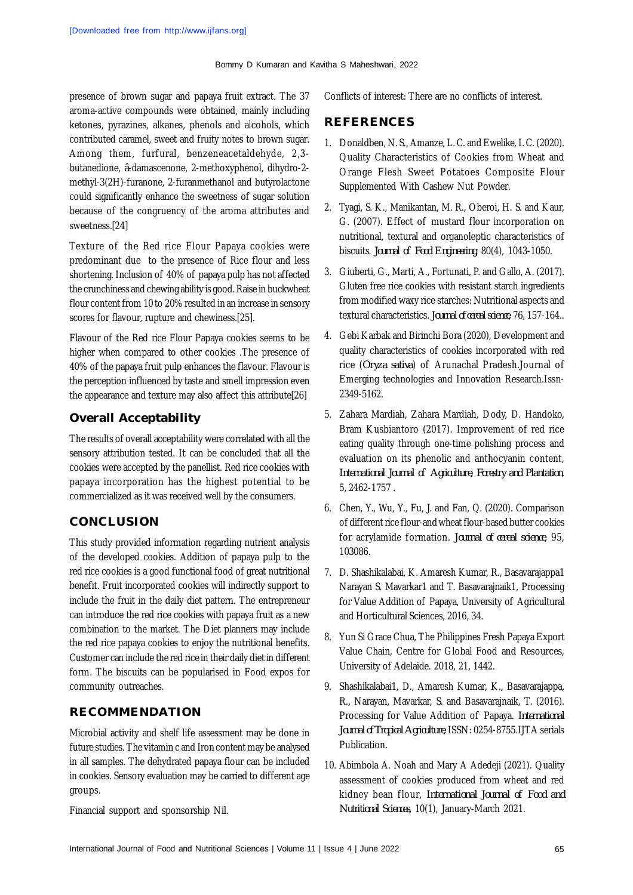presence of brown sugar and papaya fruit extract. The 37 aroma-active compounds were obtained, mainly including ketones, pyrazines, alkanes, phenols and alcohols, which contributed caramel, sweet and fruity notes to brown sugar. Among them, furfural, benzeneacetaldehyde, 2,3-butanedione, â-damascenone, 2-methoxyphenol, dihydro-2-methyl-3(2H)-furanone, 2-furanmethanol and butyrolactone could significantly enhance the sweetness of sugar solution because of the congruency of the aroma attributes and sweetness.[24]

Texture of the Red rice Flour Papaya cookies were predominant due to the presence of Rice flour and less shortening. Inclusion of 40% of papaya pulp has not affected the crunchiness and chewing ability is good. Raise in buckwheat flour content from 10 to 20% resulted in an increase in sensory scores for flavour, rupture and chewiness.[25].

Flavour of the Red rice Flour Papaya cookies seems to be higher when compared to other cookies .The presence of 40% of the papaya fruit pulp enhances the flavour. Flavour is the perception influenced by taste and smell impression even the appearance and texture may also affect this attribute[26]

## Overall Acceptability

The results of overall acceptability were correlated with all the sensory attribution tested. It can be concluded that all the cookies were accepted by the panellist. Red rice cookies with papaya incorporation has the highest potential to be commercialized as it was received well by the consumers.

## CONCLUSION

This study provided information regarding nutrient analysis of the developed cookies. Addition of papaya pulp to the red rice cookies is a good functional food of great nutritional benefit. Fruit incorporated cookies will indirectly support to include the fruit in the daily diet pattern. The entrepreneur can introduce the red rice cookies with papaya fruit as a new combination to the market. The Diet planners may include the red rice papaya cookies to enjoy the nutritional benefits. Customer can include the red rice in their daily diet in different form. The biscuits can be popularised in Food expos for community outreaches.

## RECOMMENDATION

Microbial activity and shelf life assessment may be done in future studies. The vitamin c and Iron content may be analysed in all samples. The dehydrated papaya flour can be included in cookies. Sensory evaluation may be carried to different age groups.

Financial support and sponsorship Nil.

Conflicts of interest: There are no conflicts of interest.

## REFERENCES

1. Donaldben, N. S., Amanze, L. C. and Ewelike, I. C. (2020). Quality Characteristics of Cookies from Wheat and Orange Flesh Sweet Potatoes Composite Flour Supplemented With Cashew Nut Powder.
2. Tyagi, S. K., Manikantan, M. R., Oberoi, H. S. and Kaur, G. (2007). Effect of mustard flour incorporation on nutritional, textural and organoleptic characteristics of biscuits. *Journal of Food Engineering*, 80(4), 1043-1050.
3. Giuberti, G., Marti, A., Fortunati, P. and Gallo, A. (2017). Gluten free rice cookies with resistant starch ingredients from modified waxy rice starches: Nutritional aspects and textural characteristics. *Journal of cereal science*, 76, 157-164..
4. Gebi Karbak and Birinchi Bora (2020), Development and quality characteristics of cookies incorporated with red rice (*Oryza sativa*) of Arunachal Pradesh.Journal of Emerging technologies and Innovation Research.Issn-2349-5162.
5. Zahara Mardiah, Zahara Mardiah, Dody, D. Handoko, Bram Kusbiantoro (2017). Improvement of red rice eating quality through one-time polishing process and evaluation on its phenolic and anthocyanin content, *International Journal of Agriculture, Forestry and Plantation*, 5, 2462-1757 .
6. Chen, Y., Wu, Y., Fu, J. and Fan, Q. (2020). Comparison of different rice flour-and wheat flour-based butter cookies for acrylamide formation. *Journal of cereal science*, 95, 103086.
7. D. Shashikalabai, K. Amaresh Kumar, R., Basavarajappa1 Narayan S. Mavarkar1 and T. Basavarajnaik1, Processing for Value Addition of Papaya, University of Agricultural and Horticultural Sciences, 2016, 34.
8. Yun Si Grace Chua, The Philippines Fresh Papaya Export Value Chain, Centre for Global Food and Resources, University of Adelaide. 2018, 21, 1442.
9. Shashikalabai1, D., Amaresh Kumar, K., Basavarajappa, R., Narayan, Mavarkar, S. and Basavarajnaik, T. (2016). Processing for Value Addition of Papaya. *International Journal of Tropical Agriculture*, ISSN: 0254-8755.IJTA serials Publication.
10. Abimbola A. Noah and Mary A Adedeji (2021). Quality assessment of cookies produced from wheat and red kidney bean flour, *International Journal of Food and Nutritional Sciences*, 10(1), January-March 2021.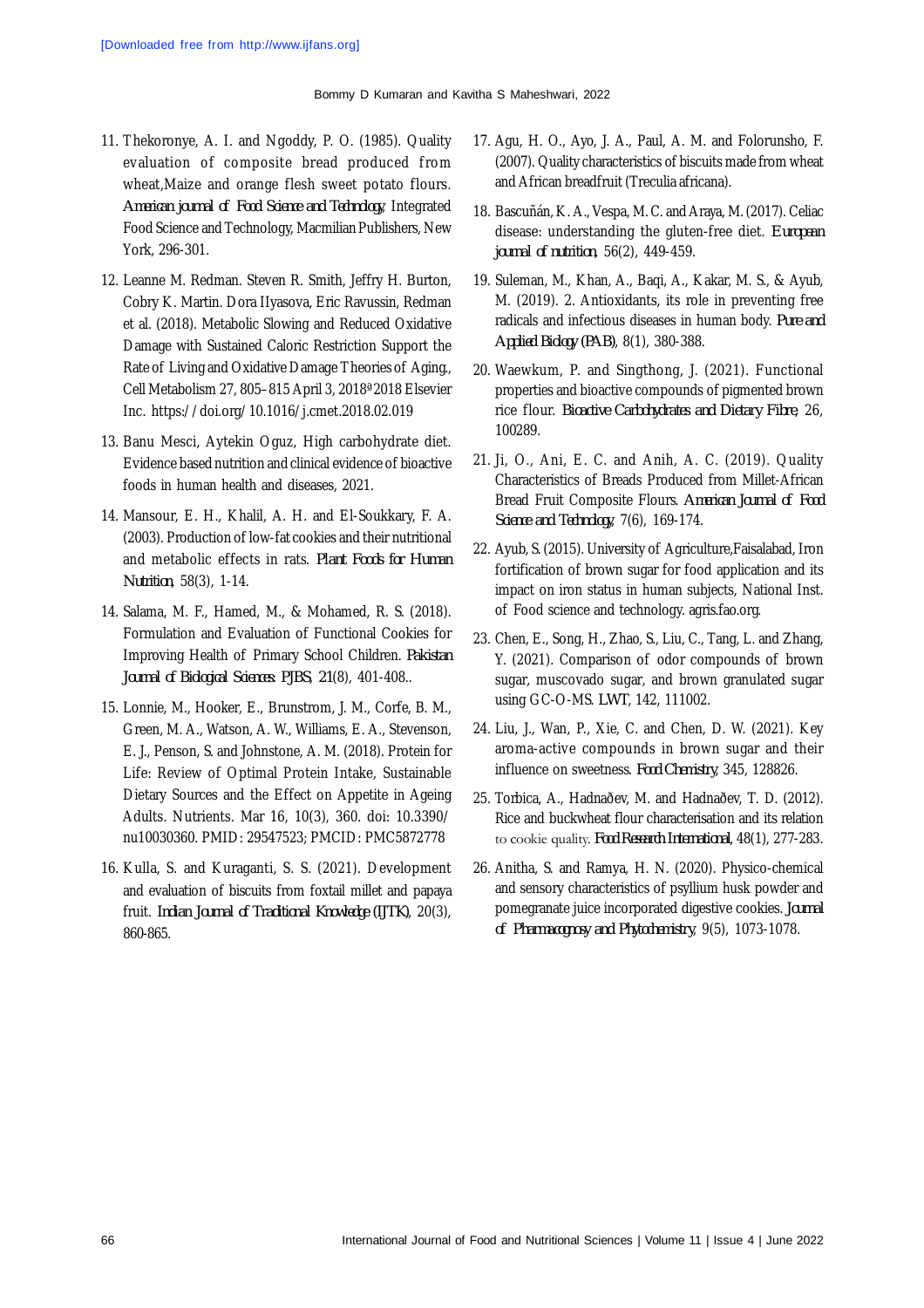11. Thekoronye, A. I. and Ngoddy, P. O. (1985). Quality evaluation of composite bread produced from wheat,Maize and orange flesh sweet potato flours. *American journal of Food Science and Technology*, Integrated Food Science and Technology, Macmilian Publishers, New York, 296-301.

12. Leanne M. Redman. Steven R. Smith, Jeffry H. Burton, Cobry K. Martin. Dora IIyasova, Eric Ravussin, Redman et al. (2018). Metabolic Slowing and Reduced Oxidative Damage with Sustained Caloric Restriction Support the Rate of Living and Oxidative Damage Theories of Aging., Cell Metabolism 27, 805–815 April 3, 2018ª2018 Elsevier Inc. https://doi.org/10.1016/j.cmet.2018.02.019

13. Banu Mesci, Aytekin Oguz, High carbohydrate diet. Evidence based nutrition and clinical evidence of bioactive foods in human health and diseases, 2021.

14. Mansour, E. H., Khalil, A. H. and El-Soukkary, F. A. (2003). Production of low-fat cookies and their nutritional and metabolic effects in rats. *Plant Foods for Human Nutrition*, 58(3), 1-14.

14. Salama, M. F., Hamed, M., & Mohamed, R. S. (2018). Formulation and Evaluation of Functional Cookies for Improving Health of Primary School Children. *Pakistan Journal of Biological Sciences: PJBS*, *21*(8), 401-408..

15. Lonnie, M., Hooker, E., Brunstrom, J. M., Corfe, B. M., Green, M. A., Watson, A. W., Williams, E. A., Stevenson, E. J., Penson, S. and Johnstone, A. M. (2018). Protein for Life: Review of Optimal Protein Intake, Sustainable Dietary Sources and the Effect on Appetite in Ageing Adults. Nutrients. Mar 16, 10(3), 360. doi: 10.3390/nu10030360. PMID: 29547523; PMCID: PMC5872778

16. Kulla, S. and Kuraganti, S. S. (2021). Development and evaluation of biscuits from foxtail millet and papaya fruit. *Indian Journal of Traditional Knowledge (IJTK)*, 20(3), 860-865.

17. Agu, H. O., Ayo, J. A., Paul, A. M. and Folorunsho, F. (2007). Quality characteristics of biscuits made from wheat and African breadfruit (Treculia africana).

18. Bascuñán, K. A., Vespa, M. C. and Araya, M. (2017). Celiac disease: understanding the gluten-free diet. *European journal of nutrition*, 56(2), 449-459.

19. Suleman, M., Khan, A., Baqi, A., Kakar, M. S., & Ayub, M. (2019). 2. Antioxidants, its role in preventing free radicals and infectious diseases in human body. *Pure and Applied Biology (PAB)*, 8(1), 380-388.

20. Waewkum, P. and Singthong, J. (2021). Functional properties and bioactive compounds of pigmented brown rice flour. *Bioactive Carbohydrates and Dietary Fibre*, 26, 100289.

21. Ji, O., Ani, E. C. and Anih, A. C. (2019). Quality Characteristics of Breads Produced from Millet-African Bread Fruit Composite Flours. *American Journal of Food Science and Technology*, 7(6), 169-174.

22. Ayub, S. (2015). University of Agriculture,Faisalabad, Iron fortification of brown sugar for food application and its impact on iron status in human subjects, National Inst. of Food science and technology. agris.fao.org.

23. Chen, E., Song, H., Zhao, S., Liu, C., Tang, L. and Zhang, Y. (2021). Comparison of odor compounds of brown sugar, muscovado sugar, and brown granulated sugar using GC-O-MS. *LWT*, 142, 111002.

24. Liu, J., Wan, P., Xie, C. and Chen, D. W. (2021). Key aroma-active compounds in brown sugar and their influence on sweetness. *Food Chemistry*, 345, 128826.

25. Torbica, A., Hadnađev, M. and Hadnađev, T. D. (2012). Rice and buckwheat flour characterisation and its relation to cookie quality. *Food Research International*, 48(1), 277-283.

26. Anitha, S. and Ramya, H. N. (2020). Physico-chemical and sensory characteristics of psyllium husk powder and pomegranate juice incorporated digestive cookies. *Journal of Pharmacognosy and Phytochemistry*, 9(5), 1073-1078.